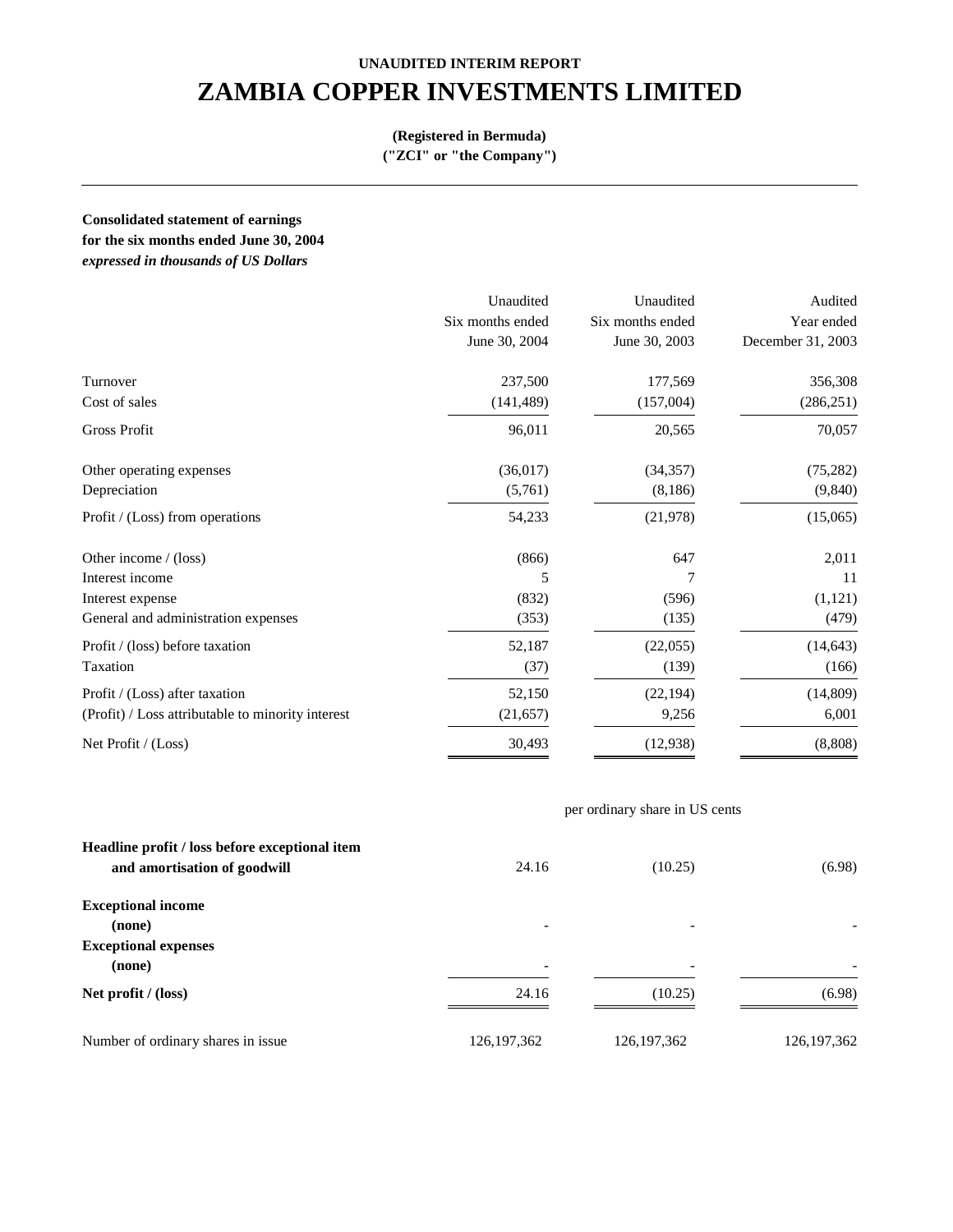**UNAUDITED INTERIM REPORT**

# ZAMBIA COPPER INVESTMENTS LIMITED

**(Registered in Bermuda)**
**("ZCI" or "the Company")**

---

**Consolidated statement of earnings**
**for the six months ended June 30, 2004**
***expressed in thousands of US Dollars***

| | Unaudited<br>Six months ended<br>June 30, 2004 | Unaudited<br>Six months ended<br>June 30, 2003 | Audited<br>Year ended<br>December 31, 2003 |
|---|---|---|---|
| Turnover | 237,500 | 177,569 | 356,308 |
| Cost of sales | (141,489) | (157,004) | (286,251) |
| Gross Profit | 96,011 | 20,565 | 70,057 |
| Other operating expenses | (36,017) | (34,357) | (75,282) |
| Depreciation | (5,761) | (8,186) | (9,840) |
| Profit / (Loss) from operations | 54,233 | (21,978) | (15,065) |
| Other income / (loss) | (866) | 647 | 2,011 |
| Interest income | 5 | 7 | 11 |
| Interest expense | (832) | (596) | (1,121) |
| General and administration expenses | (353) | (135) | (479) |
| Profit / (loss) before taxation | 52,187 | (22,055) | (14,643) |
| Taxation | (37) | (139) | (166) |
| Profit / (Loss) after taxation | 52,150 | (22,194) | (14,809) |
| (Profit) / Loss attributable to minority interest | (21,657) | 9,256 | 6,001 |
| Net Profit / (Loss) | 30,493 | (12,938) | (8,808) |

| | | per ordinary share in US cents | |
|---|---|---|---|
| **Headline profit / loss before exceptional item and amortisation of goodwill** | 24.16 | (10.25) | (6.98) |
| **Exceptional income** | | | |
| **(none)** | - | - | - |
| **Exceptional expenses** | | | |
| **(none)** | - | - | - |
| **Net profit / (loss)** | 24.16 | (10.25) | (6.98) |
| Number of ordinary shares in issue | 126,197,362 | 126,197,362 | 126,197,362 |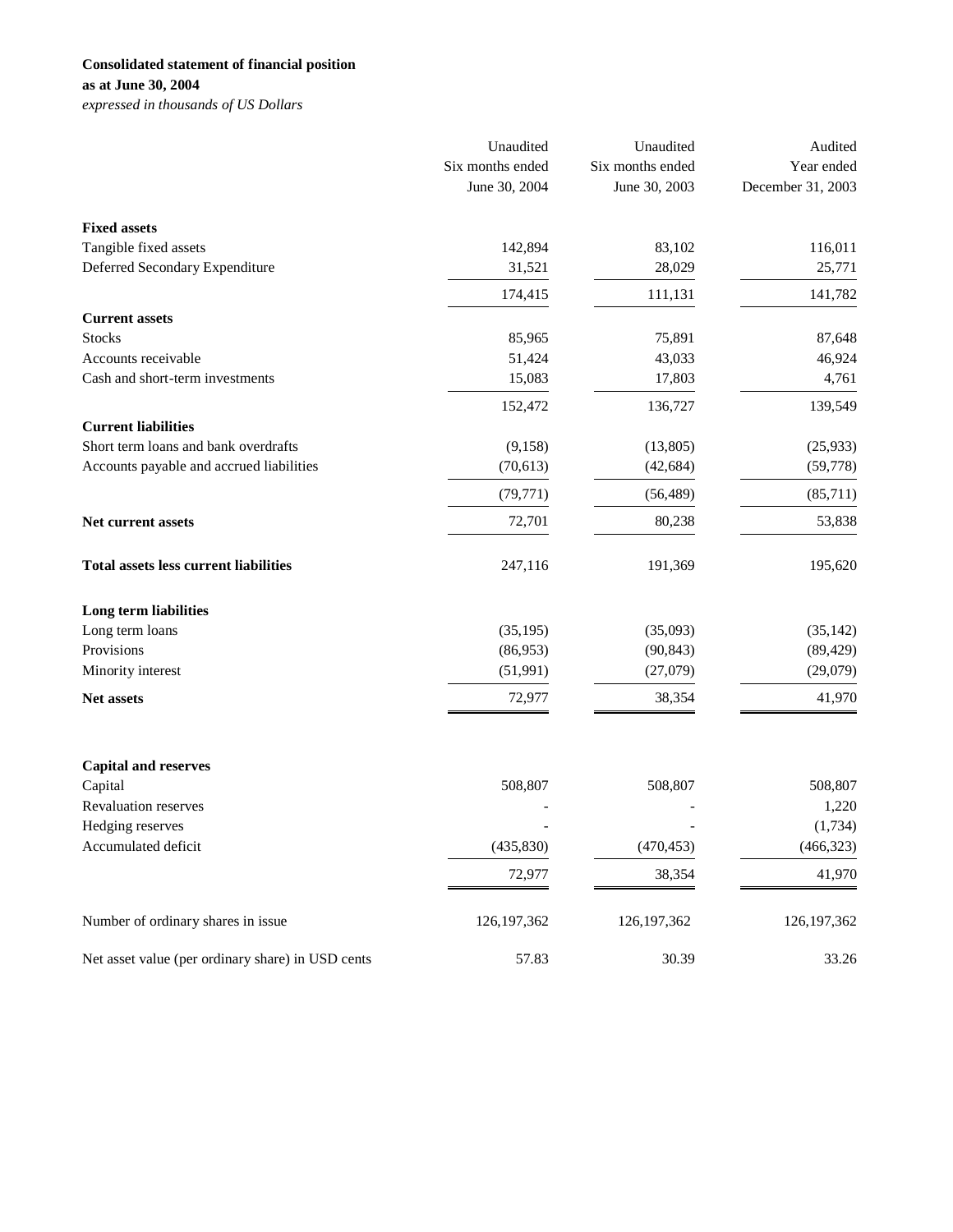**Consolidated statement of financial position**
**as at June 30, 2004**
*expressed in thousands of US Dollars*

| | Unaudited Six months ended June 30, 2004 | Unaudited Six months ended June 30, 2003 | Audited Year ended December 31, 2003 |
|---|---|---|---|
| **Fixed assets** | | | |
| Tangible fixed assets | 142,894 | 83,102 | 116,011 |
| Deferred Secondary Expenditure | 31,521 | 28,029 | 25,771 |
| | 174,415 | 111,131 | 141,782 |
| **Current assets** | | | |
| Stocks | 85,965 | 75,891 | 87,648 |
| Accounts receivable | 51,424 | 43,033 | 46,924 |
| Cash and short-term investments | 15,083 | 17,803 | 4,761 |
| | 152,472 | 136,727 | 139,549 |
| **Current liabilities** | | | |
| Short term loans and bank overdrafts | (9,158) | (13,805) | (25,933) |
| Accounts payable and accrued liabilities | (70,613) | (42,684) | (59,778) |
| | (79,771) | (56,489) | (85,711) |
| **Net current assets** | 72,701 | 80,238 | 53,838 |
| **Total assets less current liabilities** | 247,116 | 191,369 | 195,620 |
| **Long term liabilities** | | | |
| Long term loans | (35,195) | (35,093) | (35,142) |
| Provisions | (86,953) | (90,843) | (89,429) |
| Minority interest | (51,991) | (27,079) | (29,079) |
| **Net assets** | 72,977 | 38,354 | 41,970 |
| **Capital and reserves** | | | |
| Capital | 508,807 | 508,807 | 508,807 |
| Revaluation reserves | - | - | 1,220 |
| Hedging reserves | - | - | (1,734) |
| Accumulated deficit | (435,830) | (470,453) | (466,323) |
| | 72,977 | 38,354 | 41,970 |
| Number of ordinary shares in issue | 126,197,362 | 126,197,362 | 126,197,362 |
| Net asset value (per ordinary share) in USD cents | 57.83 | 30.39 | 33.26 |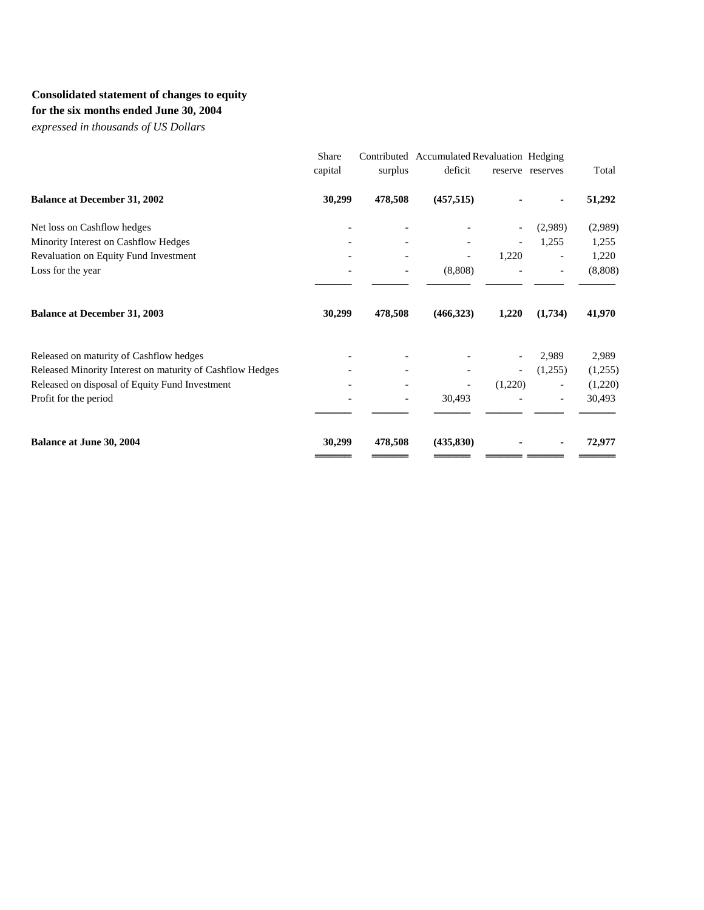**Consolidated statement of changes to equity**
**for the six months ended June 30, 2004**
*expressed in thousands of US Dollars*

| | Share capital | Contributed surplus | Accumulated deficit | Revaluation reserve | Hedging reserves | Total |
|---|---|---|---|---|---|---|
| **Balance at December 31, 2002** | **30,299** | **478,508** | **(457,515)** | **-** | **-** | **51,292** |
| Net loss on Cashflow hedges | - | - | - | - | (2,989) | (2,989) |
| Minority Interest on Cashflow Hedges | - | - | - | - | 1,255 | 1,255 |
| Revaluation on Equity Fund Investment | - | - | - | 1,220 | - | 1,220 |
| Loss for the year | - | - | (8,808) | - | - | (8,808) |
| **Balance at December 31, 2003** | **30,299** | **478,508** | **(466,323)** | **1,220** | **(1,734)** | **41,970** |
| Released on maturity of Cashflow hedges | - | - | - | - | 2,989 | 2,989 |
| Released Minority Interest on maturity of Cashflow Hedges | - | - | - | - | (1,255) | (1,255) |
| Released on disposal of Equity Fund Investment | - | - | - | (1,220) | - | (1,220) |
| Profit for the period | - | - | 30,493 | - | - | 30,493 |
| **Balance at June 30, 2004** | **30,299** | **478,508** | **(435,830)** | **-** | **-** | **72,977** |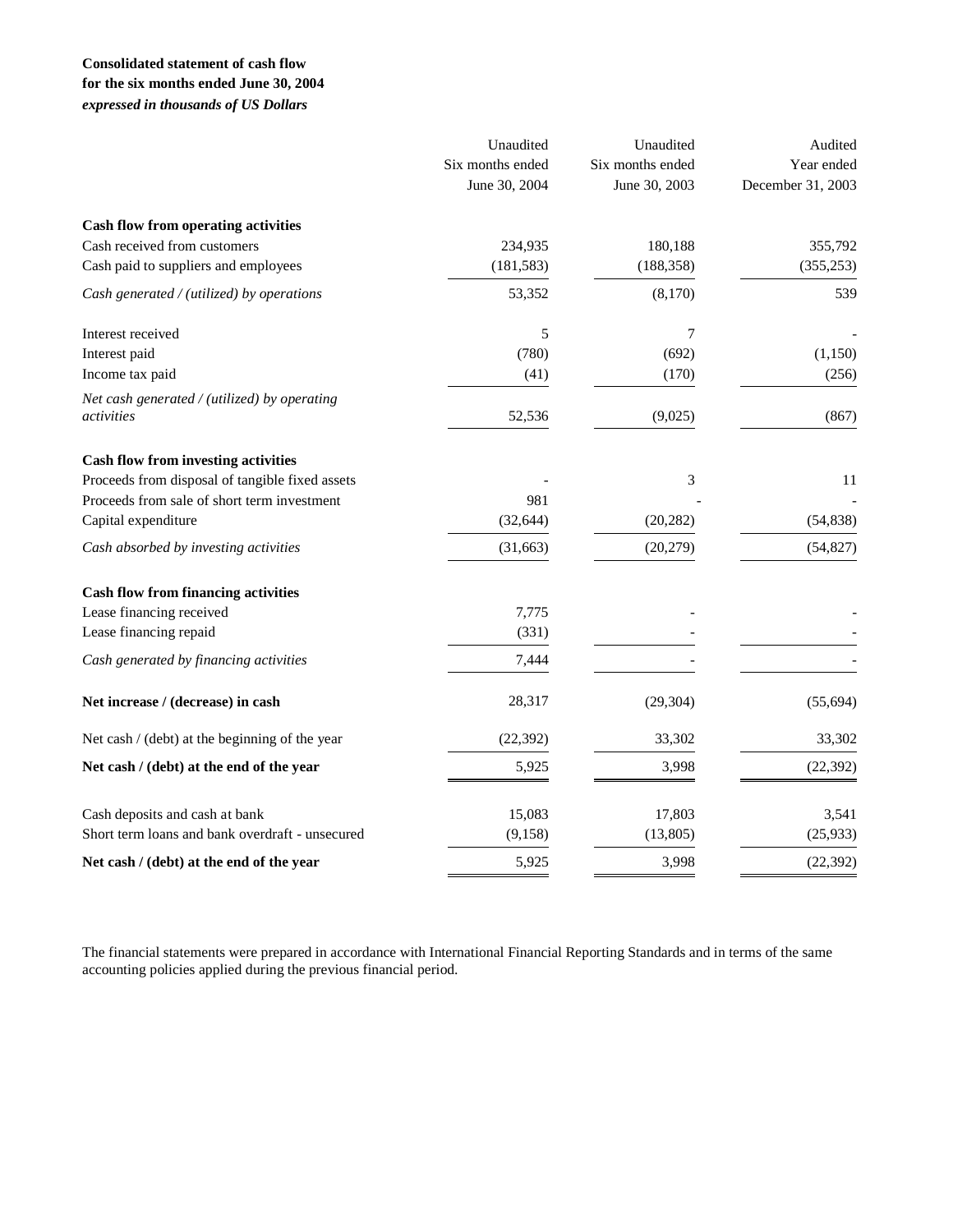**Consolidated statement of cash flow**
**for the six months ended June 30, 2004**
***expressed in thousands of US Dollars***

| | Unaudited Six months ended June 30, 2004 | Unaudited Six months ended June 30, 2003 | Audited Year ended December 31, 2003 |
|---|---|---|---|
| **Cash flow from operating activities** | | | |
| Cash received from customers | 234,935 | 180,188 | 355,792 |
| Cash paid to suppliers and employees | (181,583) | (188,358) | (355,253) |
| *Cash generated / (utilized) by operations* | 53,352 | (8,170) | 539 |
| Interest received | 5 | 7 | - |
| Interest paid | (780) | (692) | (1,150) |
| Income tax paid | (41) | (170) | (256) |
| *Net cash generated / (utilized) by operating activities* | 52,536 | (9,025) | (867) |
| **Cash flow from investing activities** | | | |
| Proceeds from disposal of tangible fixed assets | - | 3 | 11 |
| Proceeds from sale of short term investment | 981 | - | - |
| Capital expenditure | (32,644) | (20,282) | (54,838) |
| *Cash absorbed by investing activities* | (31,663) | (20,279) | (54,827) |
| **Cash flow from financing activities** | | | |
| Lease financing received | 7,775 | - | - |
| Lease financing repaid | (331) | - | - |
| *Cash generated by financing activities* | 7,444 | - | - |
| **Net increase / (decrease) in cash** | 28,317 | (29,304) | (55,694) |
| Net cash / (debt) at the beginning of the year | (22,392) | 33,302 | 33,302 |
| **Net cash / (debt) at the end of the year** | 5,925 | 3,998 | (22,392) |
| Cash deposits and cash at bank | 15,083 | 17,803 | 3,541 |
| Short term loans and bank overdraft - unsecured | (9,158) | (13,805) | (25,933) |
| **Net cash / (debt) at the end of the year** | 5,925 | 3,998 | (22,392) |

The financial statements were prepared in accordance with International Financial Reporting Standards and in terms of the same accounting policies applied during the previous financial period.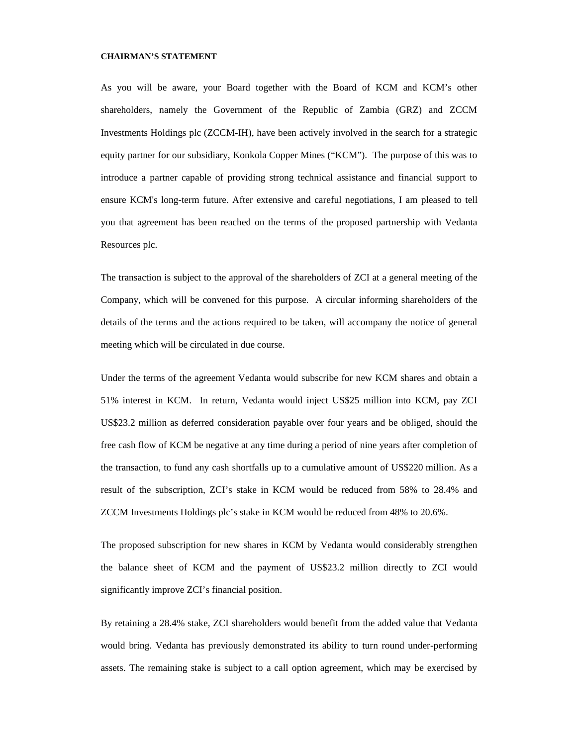**CHAIRMAN'S STATEMENT**

As you will be aware, your Board together with the Board of KCM and KCM's other shareholders, namely the Government of the Republic of Zambia (GRZ) and ZCCM Investments Holdings plc (ZCCM-IH), have been actively involved in the search for a strategic equity partner for our subsidiary, Konkola Copper Mines ("KCM"). The purpose of this was to introduce a partner capable of providing strong technical assistance and financial support to ensure KCM's long-term future. After extensive and careful negotiations, I am pleased to tell you that agreement has been reached on the terms of the proposed partnership with Vedanta Resources plc.

The transaction is subject to the approval of the shareholders of ZCI at a general meeting of the Company, which will be convened for this purpose. A circular informing shareholders of the details of the terms and the actions required to be taken, will accompany the notice of general meeting which will be circulated in due course.

Under the terms of the agreement Vedanta would subscribe for new KCM shares and obtain a 51% interest in KCM. In return, Vedanta would inject US$25 million into KCM, pay ZCI US$23.2 million as deferred consideration payable over four years and be obliged, should the free cash flow of KCM be negative at any time during a period of nine years after completion of the transaction, to fund any cash shortfalls up to a cumulative amount of US$220 million. As a result of the subscription, ZCI's stake in KCM would be reduced from 58% to 28.4% and ZCCM Investments Holdings plc's stake in KCM would be reduced from 48% to 20.6%.

The proposed subscription for new shares in KCM by Vedanta would considerably strengthen the balance sheet of KCM and the payment of US$23.2 million directly to ZCI would significantly improve ZCI's financial position.

By retaining a 28.4% stake, ZCI shareholders would benefit from the added value that Vedanta would bring. Vedanta has previously demonstrated its ability to turn round under-performing assets. The remaining stake is subject to a call option agreement, which may be exercised by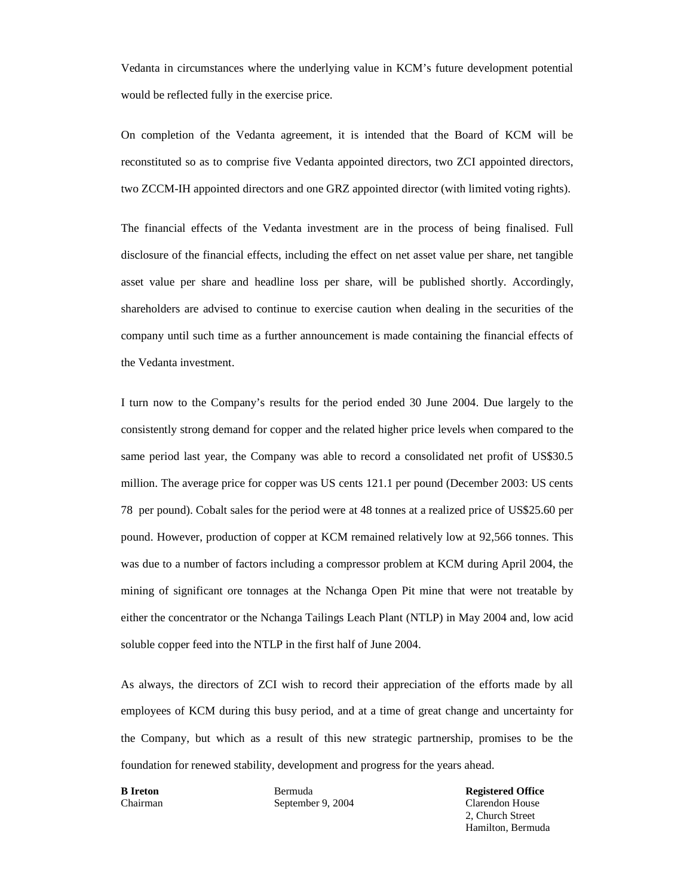Vedanta in circumstances where the underlying value in KCM's future development potential would be reflected fully in the exercise price.

On completion of the Vedanta agreement, it is intended that the Board of KCM will be reconstituted so as to comprise five Vedanta appointed directors, two ZCI appointed directors, two ZCCM-IH appointed directors and one GRZ appointed director (with limited voting rights).

The financial effects of the Vedanta investment are in the process of being finalised. Full disclosure of the financial effects, including the effect on net asset value per share, net tangible asset value per share and headline loss per share, will be published shortly. Accordingly, shareholders are advised to continue to exercise caution when dealing in the securities of the company until such time as a further announcement is made containing the financial effects of the Vedanta investment.

I turn now to the Company's results for the period ended 30 June 2004. Due largely to the consistently strong demand for copper and the related higher price levels when compared to the same period last year, the Company was able to record a consolidated net profit of US$30.5 million. The average price for copper was US cents 121.1 per pound (December 2003: US cents 78 per pound). Cobalt sales for the period were at 48 tonnes at a realized price of US$25.60 per pound. However, production of copper at KCM remained relatively low at 92,566 tonnes. This was due to a number of factors including a compressor problem at KCM during April 2004, the mining of significant ore tonnages at the Nchanga Open Pit mine that were not treatable by either the concentrator or the Nchanga Tailings Leach Plant (NTLP) in May 2004 and, low acid soluble copper feed into the NTLP in the first half of June 2004.

As always, the directors of ZCI wish to record their appreciation of the efforts made by all employees of KCM during this busy period, and at a time of great change and uncertainty for the Company, but which as a result of this new strategic partnership, promises to be the foundation for renewed stability, development and progress for the years ahead.

**B Ireton**
Chairman

Bermuda
September 9, 2004

**Registered Office**
Clarendon House
2, Church Street
Hamilton, Bermuda